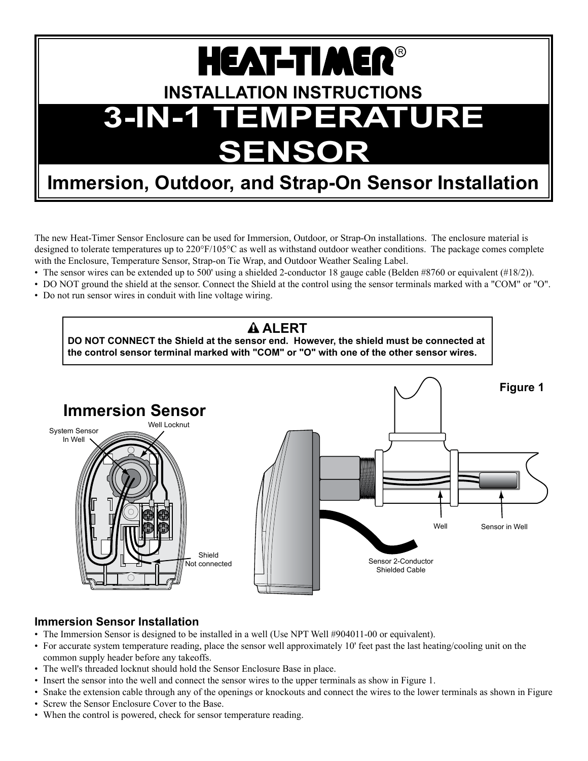# HEAT-TIMER®

## INSTALLATION INSTRUCTIONS

# 3-IN-1 TEMPERATURE SENSOR

## Immersion, Outdoor, and Strap-On Sensor Installation

The new Heat-Timer Sensor Enclosure can be used for Immersion, Outdoor, or Strap-On installations. The enclosure material is designed to tolerate temperatures up to 220°F/105°C as well as withstand outdoor weather conditions. The package comes complete with the Enclosure, Temperature Sensor, Strap-on Tie Wrap, and Outdoor Weather Sealing Label.

- The sensor wires can be extended up to 500' using a shielded 2-conductor 18 gauge cable (Belden #8760 or equivalent (#18/2)).
- DO NOT ground the shield at the sensor. Connect the Shield at the control using the sensor terminals marked with a "COM" or "O".
- Do not run sensor wires in conduit with line voltage wiring.

> **⚠ ALERT**
> **DO NOT CONNECT the Shield at the sensor end. However, the shield must be connected at the control sensor terminal marked with "COM" or "O" with one of the other sensor wires.**

**Immersion Sensor**

System Sensor In Well

Well Locknut

Shield Not connected

Well

Sensor in Well

Sensor 2-Conductor Shielded Cable

Figure 1

### Immersion Sensor Installation

- The Immersion Sensor is designed to be installed in a well (Use NPT Well #904011-00 or equivalent).
- For accurate system temperature reading, place the sensor well approximately 10' feet past the last heating/cooling unit on the common supply header before any takeoffs.
- The well's threaded locknut should hold the Sensor Enclosure Base in place.
- Insert the sensor into the well and connect the sensor wires to the upper terminals as show in Figure 1.
- Snake the extension cable through any of the openings or knockouts and connect the wires to the lower terminals as shown in Figure
- Screw the Sensor Enclosure Cover to the Base.
- When the control is powered, check for sensor temperature reading.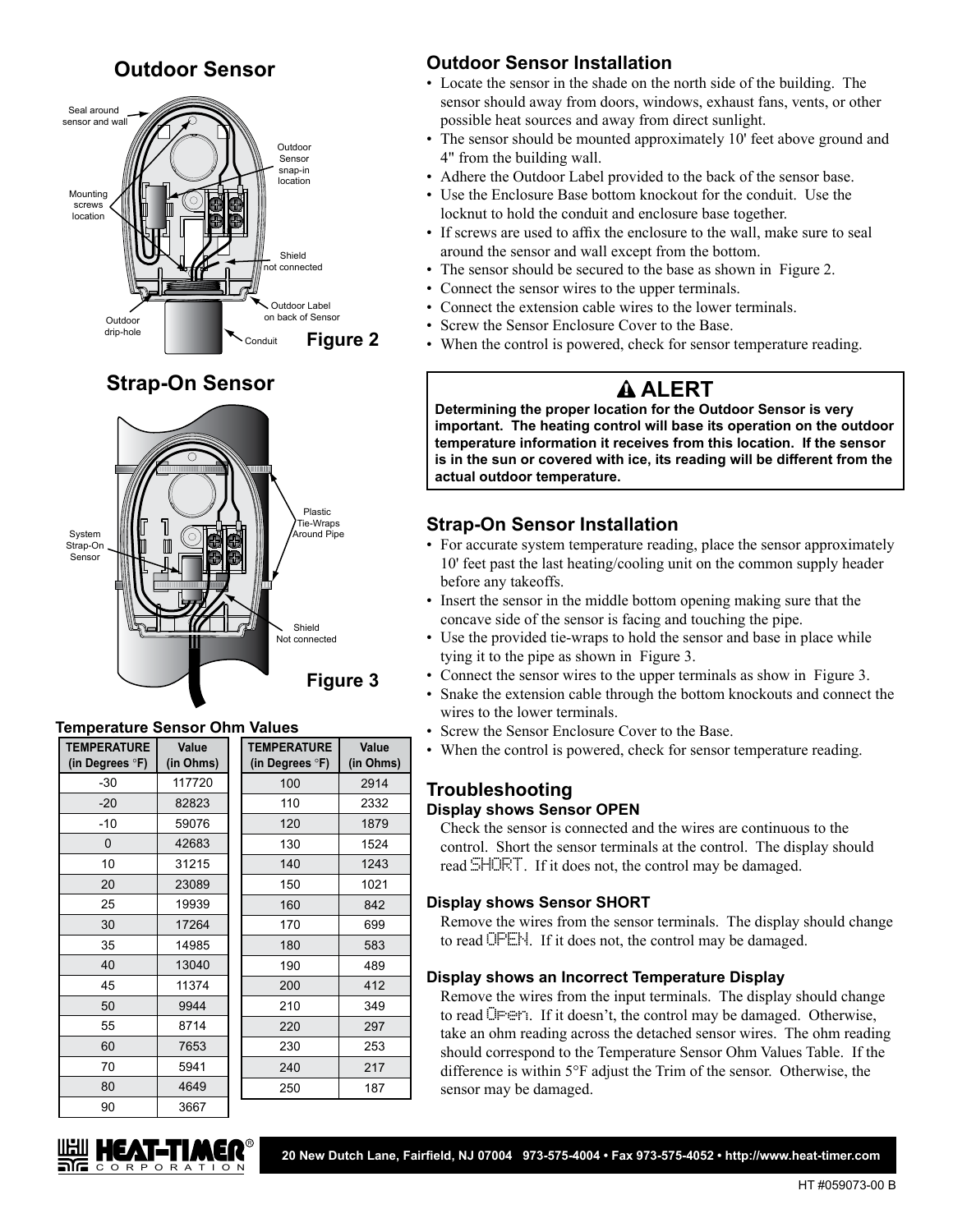## Outdoor Sensor

Seal around sensor and wall

Outdoor Sensor snap-in location

Mounting screws location

Shield not connected

Outdoor Label on back of Sensor

Outdoor drip-hole

Conduit

**Figure 2**

## Strap-On Sensor

Plastic Tie-Wraps Around Pipe

System Strap-On Sensor

Shield Not connected

**Figure 3**

### Temperature Sensor Ohm Values

| TEMPERATURE (in Degrees °F) | Value (in Ohms) |
|---|---|
| -30 | 117720 |
| -20 | 82823 |
| -10 | 59076 |
| 0 | 42683 |
| 10 | 31215 |
| 20 | 23089 |
| 25 | 19939 |
| 30 | 17264 |
| 35 | 14985 |
| 40 | 13040 |
| 45 | 11374 |
| 50 | 9944 |
| 55 | 8714 |
| 60 | 7653 |
| 70 | 5941 |
| 80 | 4649 |
| 90 | 3667 |

| TEMPERATURE (in Degrees °F) | Value (in Ohms) |
|---|---|
| 100 | 2914 |
| 110 | 2332 |
| 120 | 1879 |
| 130 | 1524 |
| 140 | 1243 |
| 150 | 1021 |
| 160 | 842 |
| 170 | 699 |
| 180 | 583 |
| 190 | 489 |
| 200 | 412 |
| 210 | 349 |
| 220 | 297 |
| 230 | 253 |
| 240 | 217 |
| 250 | 187 |

## Outdoor Sensor Installation

- Locate the sensor in the shade on the north side of the building. The sensor should away from doors, windows, exhaust fans, vents, or other possible heat sources and away from direct sunlight.
- The sensor should be mounted approximately 10' feet above ground and 4" from the building wall.
- Adhere the Outdoor Label provided to the back of the sensor base.
- Use the Enclosure Base bottom knockout for the conduit. Use the locknut to hold the conduit and enclosure base together.
- If screws are used to affix the enclosure to the wall, make sure to seal around the sensor and wall except from the bottom.
- The sensor should be secured to the base as shown in Figure 2.
- Connect the sensor wires to the upper terminals.
- Connect the extension cable wires to the lower terminals.
- Screw the Sensor Enclosure Cover to the Base.
- When the control is powered, check for sensor temperature reading.

> **⚠ ALERT**
>
> **Determining the proper location for the Outdoor Sensor is very important. The heating control will base its operation on the outdoor temperature information it receives from this location. If the sensor is in the sun or covered with ice, its reading will be different from the actual outdoor temperature.**

## Strap-On Sensor Installation

- For accurate system temperature reading, place the sensor approximately 10' feet past the last heating/cooling unit on the common supply header before any takeoffs.
- Insert the sensor in the middle bottom opening making sure that the concave side of the sensor is facing and touching the pipe.
- Use the provided tie-wraps to hold the sensor and base in place while tying it to the pipe as shown in Figure 3.
- Connect the sensor wires to the upper terminals as show in Figure 3.
- Snake the extension cable through the bottom knockouts and connect the wires to the lower terminals.
- Screw the Sensor Enclosure Cover to the Base.
- When the control is powered, check for sensor temperature reading.

## Troubleshooting

### Display shows Sensor OPEN

Check the sensor is connected and the wires are continuous to the control. Short the sensor terminals at the control. The display should read SHORT. If it does not, the control may be damaged.

### Display shows Sensor SHORT

Remove the wires from the sensor terminals. The display should change to read OPEN. If it does not, the control may be damaged.

### Display shows an Incorrect Temperature Display

Remove the wires from the input terminals. The display should change to read Open. If it doesn't, the control may be damaged. Otherwise, take an ohm reading across the detached sensor wires. The ohm reading should correspond to the Temperature Sensor Ohm Values Table. If the difference is within 5°F adjust the Trim of the sensor. Otherwise, the sensor may be damaged.

HEAT-TIMER® CORPORATION

20 New Dutch Lane, Fairfield, NJ 07004 973-575-4004 • Fax 973-575-4052 • http://www.heat-timer.com

HT #059073-00 B